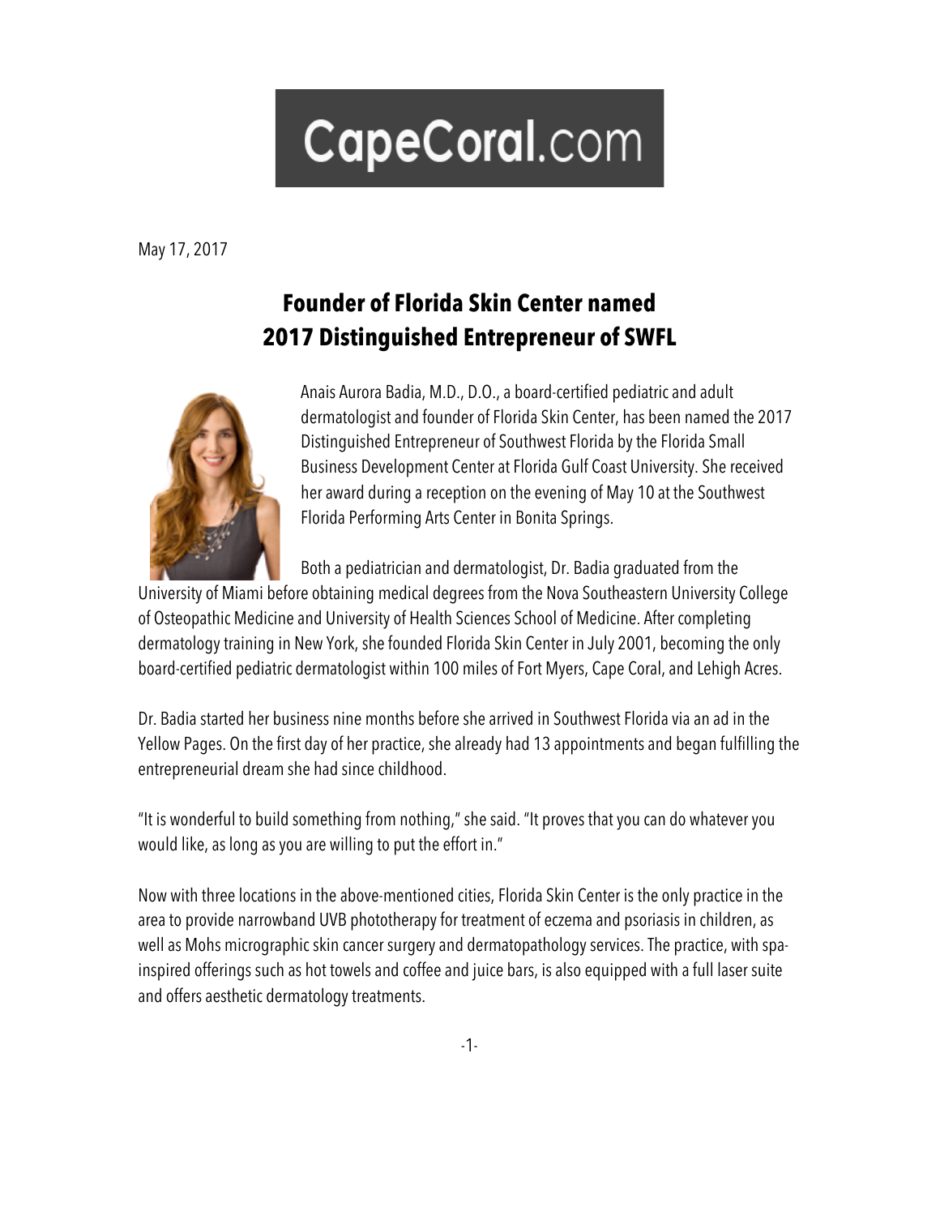CapeCoral.com

May 17, 2017

# Founder of Florida Skin Center named 2017 Distinguished Entrepreneur of SWFL

Anais Aurora Badia, M.D., D.O., a board-certified pediatric and adult dermatologist and founder of Florida Skin Center, has been named the 2017 Distinguished Entrepreneur of Southwest Florida by the Florida Small Business Development Center at Florida Gulf Coast University. She received her award during a reception on the evening of May 10 at the Southwest Florida Performing Arts Center in Bonita Springs.

Both a pediatrician and dermatologist, Dr. Badia graduated from the University of Miami before obtaining medical degrees from the Nova Southeastern University College of Osteopathic Medicine and University of Health Sciences School of Medicine. After completing dermatology training in New York, she founded Florida Skin Center in July 2001, becoming the only board-certified pediatric dermatologist within 100 miles of Fort Myers, Cape Coral, and Lehigh Acres.

Dr. Badia started her business nine months before she arrived in Southwest Florida via an ad in the Yellow Pages. On the first day of her practice, she already had 13 appointments and began fulfilling the entrepreneurial dream she had since childhood.

"It is wonderful to build something from nothing," she said. "It proves that you can do whatever you would like, as long as you are willing to put the effort in."

Now with three locations in the above-mentioned cities, Florida Skin Center is the only practice in the area to provide narrowband UVB phototherapy for treatment of eczema and psoriasis in children, as well as Mohs micrographic skin cancer surgery and dermatopathology services. The practice, with spa-inspired offerings such as hot towels and coffee and juice bars, is also equipped with a full laser suite and offers aesthetic dermatology treatments.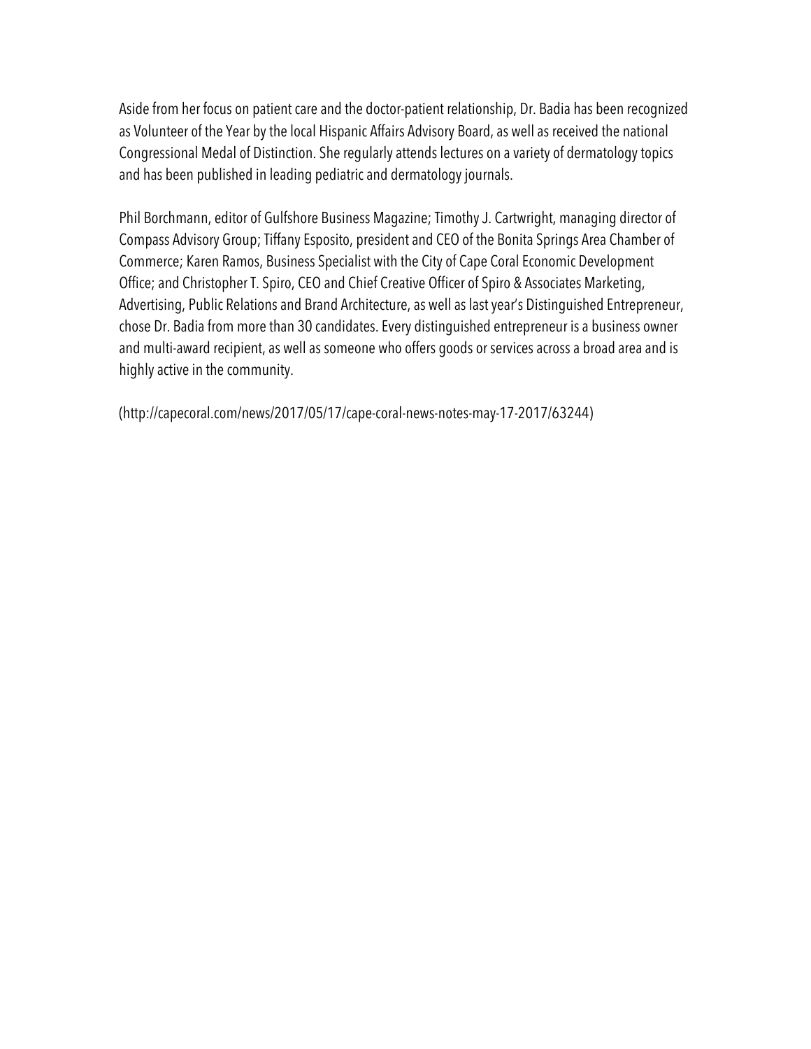Aside from her focus on patient care and the doctor-patient relationship, Dr. Badia has been recognized as Volunteer of the Year by the local Hispanic Affairs Advisory Board, as well as received the national Congressional Medal of Distinction. She regularly attends lectures on a variety of dermatology topics and has been published in leading pediatric and dermatology journals.

Phil Borchmann, editor of Gulfshore Business Magazine; Timothy J. Cartwright, managing director of Compass Advisory Group; Tiffany Esposito, president and CEO of the Bonita Springs Area Chamber of Commerce; Karen Ramos, Business Specialist with the City of Cape Coral Economic Development Office; and Christopher T. Spiro, CEO and Chief Creative Officer of Spiro & Associates Marketing, Advertising, Public Relations and Brand Architecture, as well as last year's Distinguished Entrepreneur, chose Dr. Badia from more than 30 candidates. Every distinguished entrepreneur is a business owner and multi-award recipient, as well as someone who offers goods or services across a broad area and is highly active in the community.

(http://capecoral.com/news/2017/05/17/cape-coral-news-notes-may-17-2017/63244)